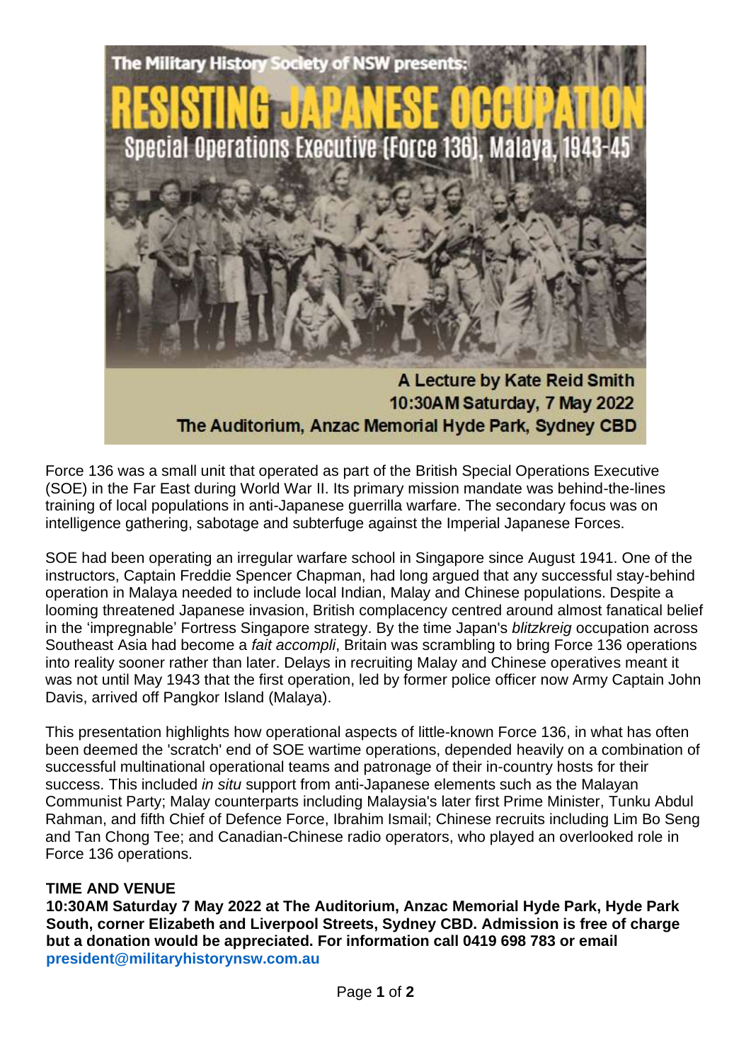The Military History Society of NSW presents:

# RESISTING JAPANESE OCCUPATION

## Special Operations Executive (Force 136), Malaya, 1943-45

**A Lecture by Kate Reid Smith**
**10:30AM Saturday, 7 May 2022**
**The Auditorium, Anzac Memorial Hyde Park, Sydney CBD**

Force 136 was a small unit that operated as part of the British Special Operations Executive (SOE) in the Far East during World War II. Its primary mission mandate was behind-the-lines training of local populations in anti-Japanese guerrilla warfare. The secondary focus was on intelligence gathering, sabotage and subterfuge against the Imperial Japanese Forces.

SOE had been operating an irregular warfare school in Singapore since August 1941. One of the instructors, Captain Freddie Spencer Chapman, had long argued that any successful stay-behind operation in Malaya needed to include local Indian, Malay and Chinese populations. Despite a looming threatened Japanese invasion, British complacency centred around almost fanatical belief in the 'impregnable' Fortress Singapore strategy. By the time Japan's *blitzkreig* occupation across Southeast Asia had become a *fait accompli*, Britain was scrambling to bring Force 136 operations into reality sooner rather than later. Delays in recruiting Malay and Chinese operatives meant it was not until May 1943 that the first operation, led by former police officer now Army Captain John Davis, arrived off Pangkor Island (Malaya).

This presentation highlights how operational aspects of little-known Force 136, in what has often been deemed the 'scratch' end of SOE wartime operations, depended heavily on a combination of successful multinational operational teams and patronage of their in-country hosts for their success. This included *in situ* support from anti-Japanese elements such as the Malayan Communist Party; Malay counterparts including Malaysia's later first Prime Minister, Tunku Abdul Rahman, and fifth Chief of Defence Force, Ibrahim Ismail; Chinese recruits including Lim Bo Seng and Tan Chong Tee; and Canadian-Chinese radio operators, who played an overlooked role in Force 136 operations.

**TIME AND VENUE**

**10:30AM Saturday 7 May 2022 at The Auditorium, Anzac Memorial Hyde Park, Hyde Park South, corner Elizabeth and Liverpool Streets, Sydney CBD. Admission is free of charge but a donation would be appreciated. For information call 0419 698 783 or email president@militaryhistorynsw.com.au**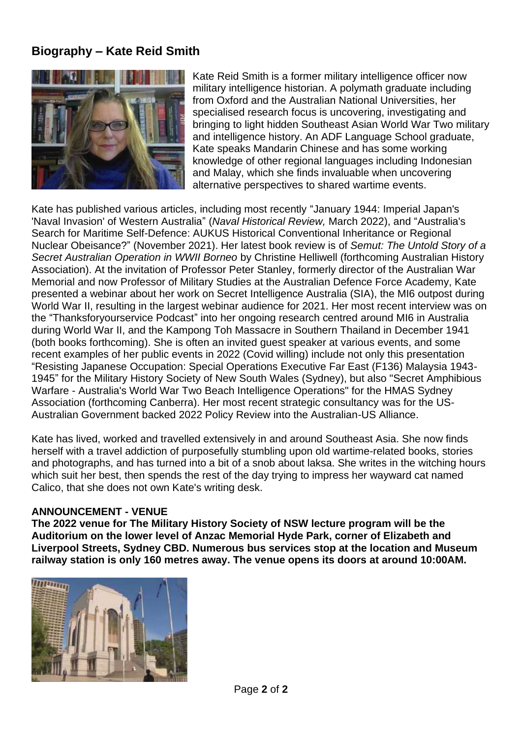## Biography – Kate Reid Smith

Kate Reid Smith is a former military intelligence officer now military intelligence historian. A polymath graduate including from Oxford and the Australian National Universities, her specialised research focus is uncovering, investigating and bringing to light hidden Southeast Asian World War Two military and intelligence history. An ADF Language School graduate, Kate speaks Mandarin Chinese and has some working knowledge of other regional languages including Indonesian and Malay, which she finds invaluable when uncovering alternative perspectives to shared wartime events.

Kate has published various articles, including most recently "January 1944: Imperial Japan's 'Naval Invasion' of Western Australia" (*Naval Historical Review,* March 2022), and "Australia's Search for Maritime Self-Defence: AUKUS Historical Conventional Inheritance or Regional Nuclear Obeisance?" (November 2021). Her latest book review is of *Semut: The Untold Story of a Secret Australian Operation in WWII Borneo* by Christine Helliwell (forthcoming Australian History Association). At the invitation of Professor Peter Stanley, formerly director of the Australian War Memorial and now Professor of Military Studies at the Australian Defence Force Academy, Kate presented a webinar about her work on Secret Intelligence Australia (SIA), the MI6 outpost during World War II, resulting in the largest webinar audience for 2021. Her most recent interview was on the "Thanksforyourservice Podcast" into her ongoing research centred around MI6 in Australia during World War II, and the Kampong Toh Massacre in Southern Thailand in December 1941 (both books forthcoming). She is often an invited guest speaker at various events, and some recent examples of her public events in 2022 (Covid willing) include not only this presentation "Resisting Japanese Occupation: Special Operations Executive Far East (F136) Malaysia 1943-1945" for the Military History Society of New South Wales (Sydney), but also "Secret Amphibious Warfare - Australia's World War Two Beach Intelligence Operations" for the HMAS Sydney Association (forthcoming Canberra). Her most recent strategic consultancy was for the US-Australian Government backed 2022 Policy Review into the Australian-US Alliance.

Kate has lived, worked and travelled extensively in and around Southeast Asia. She now finds herself with a travel addiction of purposefully stumbling upon old wartime-related books, stories and photographs, and has turned into a bit of a snob about laksa. She writes in the witching hours which suit her best, then spends the rest of the day trying to impress her wayward cat named Calico, that she does not own Kate's writing desk.

**ANNOUNCEMENT - VENUE**

**The 2022 venue for The Military History Society of NSW lecture program will be the Auditorium on the lower level of Anzac Memorial Hyde Park, corner of Elizabeth and Liverpool Streets, Sydney CBD. Numerous bus services stop at the location and Museum railway station is only 160 metres away. The venue opens its doors at around 10:00AM.**